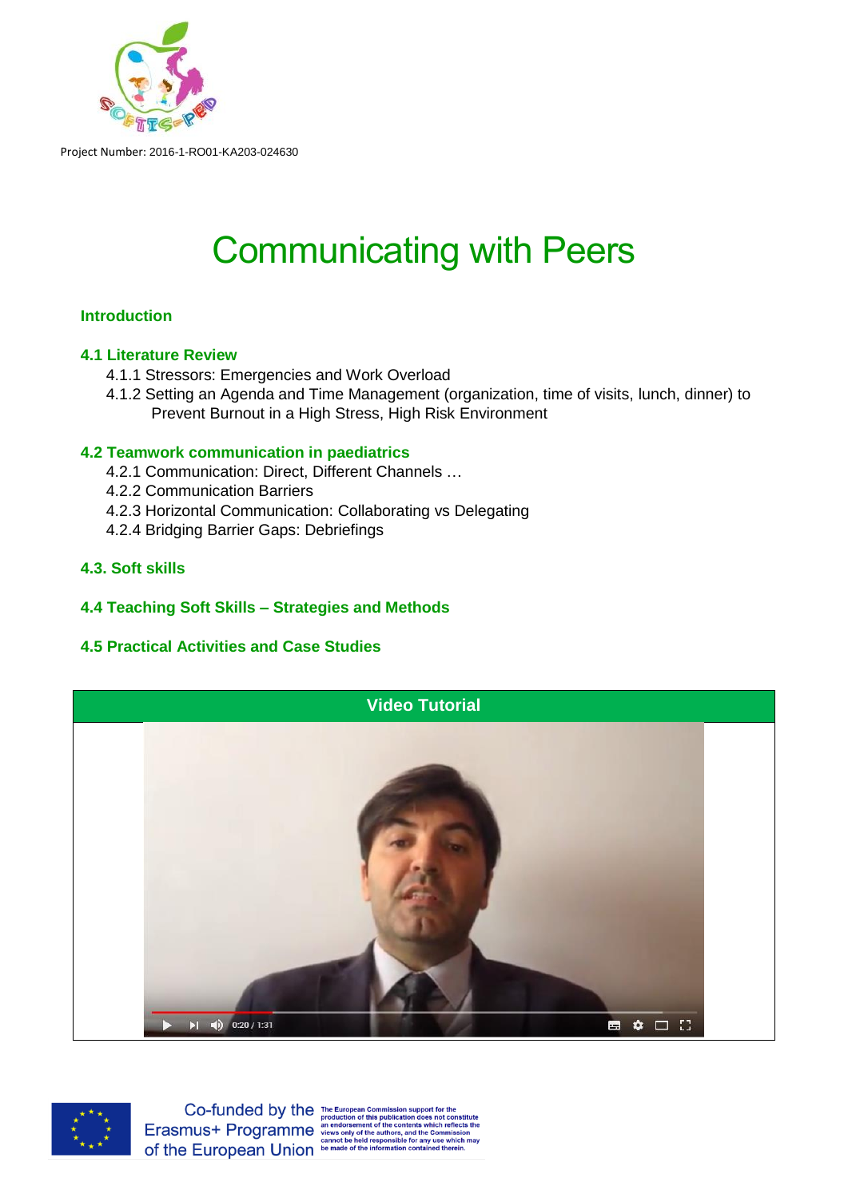Project Number: 2016-1-RO01-KA203-024630

# Communicating with Peers

**Introduction**

**4.1 Literature Review**

- 4.1.1 Stressors: Emergencies and Work Overload
- 4.1.2 Setting an Agenda and Time Management (organization, time of visits, lunch, dinner) to Prevent Burnout in a High Stress, High Risk Environment

**4.2 Teamwork communication in paediatrics**

- 4.2.1 Communication: Direct, Different Channels …
- 4.2.2 Communication Barriers
- 4.2.3 Horizontal Communication: Collaborating vs Delegating
- 4.2.4 Bridging Barrier Gaps: Debriefings

**4.3. Soft skills**

**4.4 Teaching Soft Skills – Strategies and Methods**

**4.5 Practical Activities and Case Studies**

**Video Tutorial**

Co-funded by the Erasmus+ Programme of the European Union

The European Commission support for the production of this publication does not constitute an endorsement of the contents which reflects the views only of the authors, and the Commission cannot be held responsible for any use which may be made of the information contained therein.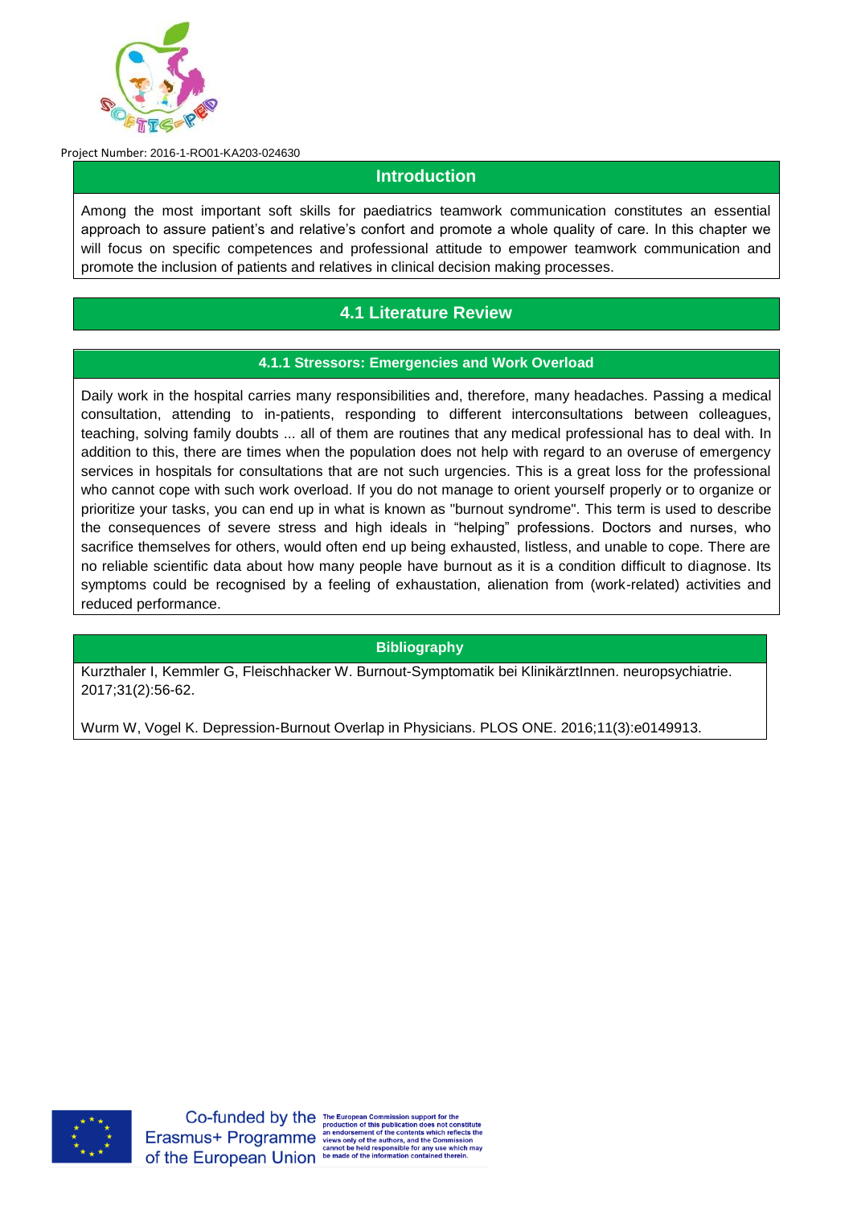Project Number: 2016-1-RO01-KA203-024630

## Introduction

Among the most important soft skills for paediatrics teamwork communication constitutes an essential approach to assure patient's and relative's confort and promote a whole quality of care. In this chapter we will focus on specific competences and professional attitude to empower teamwork communication and promote the inclusion of patients and relatives in clinical decision making processes.

## 4.1 Literature Review

### 4.1.1 Stressors: Emergencies and Work Overload

Daily work in the hospital carries many responsibilities and, therefore, many headaches. Passing a medical consultation, attending to in-patients, responding to different interconsultations between colleagues, teaching, solving family doubts ... all of them are routines that any medical professional has to deal with. In addition to this, there are times when the population does not help with regard to an overuse of emergency services in hospitals for consultations that are not such urgencies. This is a great loss for the professional who cannot cope with such work overload. If you do not manage to orient yourself properly or to organize or prioritize your tasks, you can end up in what is known as "burnout syndrome". This term is used to describe the consequences of severe stress and high ideals in "helping" professions. Doctors and nurses, who sacrifice themselves for others, would often end up being exhausted, listless, and unable to cope. There are no reliable scientific data about how many people have burnout as it is a condition difficult to diagnose. Its symptoms could be recognised by a feeling of exhaustion, alienation from (work-related) activities and reduced performance.

#### Bibliography

Kurzthaler I, Kemmler G, Fleischhacker W. Burnout-Symptomatik bei KlinikärztInnen. neuropsychiatrie. 2017;31(2):56-62.

Wurm W, Vogel K. Depression-Burnout Overlap in Physicians. PLOS ONE. 2016;11(3):e0149913.

Co-funded by the Erasmus+ Programme of the European Union

The European Commission support for the production of this publication does not constitute an endorsement of the contents which reflects the views only of the authors, and the Commission cannot be held responsible for any use which may be made of the information contained therein.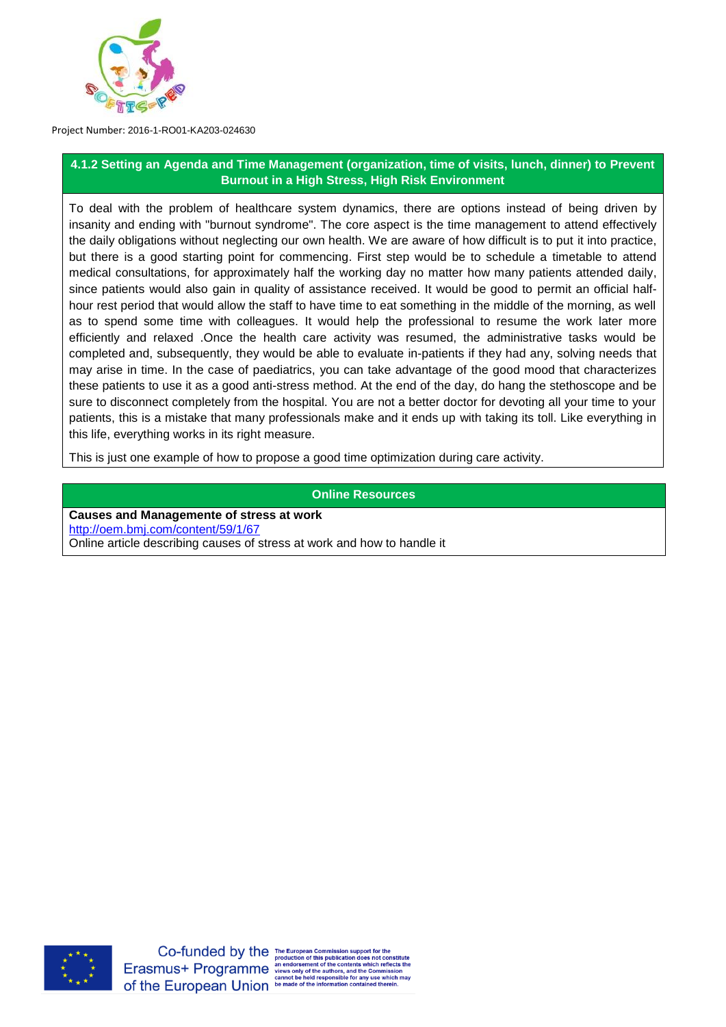### 4.1.2 Setting an Agenda and Time Management (organization, time of visits, lunch, dinner) to Prevent Burnout in a High Stress, High Risk Environment

To deal with the problem of healthcare system dynamics, there are options instead of being driven by insanity and ending with "burnout syndrome". The core aspect is the time management to attend effectively the daily obligations without neglecting our own health. We are aware of how difficult is to put it into practice, but there is a good starting point for commencing. First step would be to schedule a timetable to attend medical consultations, for approximately half the working day no matter how many patients attended daily, since patients would also gain in quality of assistance received. It would be good to permit an official half-hour rest period that would allow the staff to have time to eat something in the middle of the morning, as well as to spend some time with colleagues. It would help the professional to resume the work later more efficiently and relaxed .Once the health care activity was resumed, the administrative tasks would be completed and, subsequently, they would be able to evaluate in-patients if they had any, solving needs that may arise in time. In the case of paediatrics, you can take advantage of the good mood that characterizes these patients to use it as a good anti-stress method. At the end of the day, do hang the stethoscope and be sure to disconnect completely from the hospital. You are not a better doctor for devoting all your time to your patients, this is a mistake that many professionals make and it ends up with taking its toll. Like everything in this life, everything works in its right measure.

This is just one example of how to propose a good time optimization during care activity.

#### Online Resources

**Causes and Managemente of stress at work**
http://oem.bmj.com/content/59/1/67
Online article describing causes of stress at work and how to handle it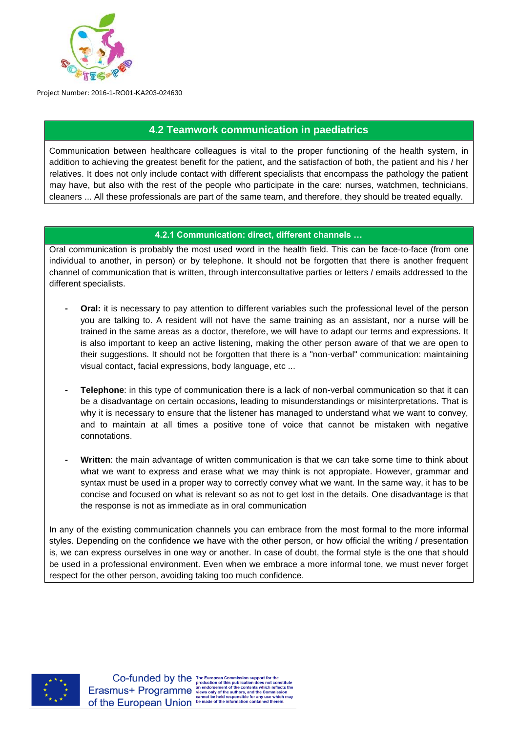## 4.2 Teamwork communication in paediatrics

Communication between healthcare colleagues is vital to the proper functioning of the health system, in addition to achieving the greatest benefit for the patient, and the satisfaction of both, the patient and his / her relatives. It does not only include contact with different specialists that encompass the pathology the patient may have, but also with the rest of the people who participate in the care: nurses, watchmen, technicians, cleaners ... All these professionals are part of the same team, and therefore, they should be treated equally.

### 4.2.1 Communication: direct, different channels …

Oral communication is probably the most used word in the health field. This can be face-to-face (from one individual to another, in person) or by telephone. It should not be forgotten that there is another frequent channel of communication that is written, through interconsultative parties or letters / emails addressed to the different specialists.

- **Oral:** it is necessary to pay attention to different variables such the professional level of the person you are talking to. A resident will not have the same training as an assistant, nor a nurse will be trained in the same areas as a doctor, therefore, we will have to adapt our terms and expressions. It is also important to keep an active listening, making the other person aware of that we are open to their suggestions. It should not be forgotten that there is a "non-verbal" communication: maintaining visual contact, facial expressions, body language, etc ...

- **Telephone**: in this type of communication there is a lack of non-verbal communication so that it can be a disadvantage on certain occasions, leading to misunderstandings or misinterpretations. That is why it is necessary to ensure that the listener has managed to understand what we want to convey, and to maintain at all times a positive tone of voice that cannot be mistaken with negative connotations.

- **Written**: the main advantage of written communication is that we can take some time to think about what we want to express and erase what we may think is not appropiate. However, grammar and syntax must be used in a proper way to correctly convey what we want. In the same way, it has to be concise and focused on what is relevant so as not to get lost in the details. One disadvantage is that the response is not as immediate as in oral communication

In any of the existing communication channels you can embrace from the most formal to the more informal styles. Depending on the confidence we have with the other person, or how official the writing / presentation is, we can express ourselves in one way or another. In case of doubt, the formal style is the one that should be used in a professional environment. Even when we embrace a more informal tone, we must never forget respect for the other person, avoiding taking too much confidence.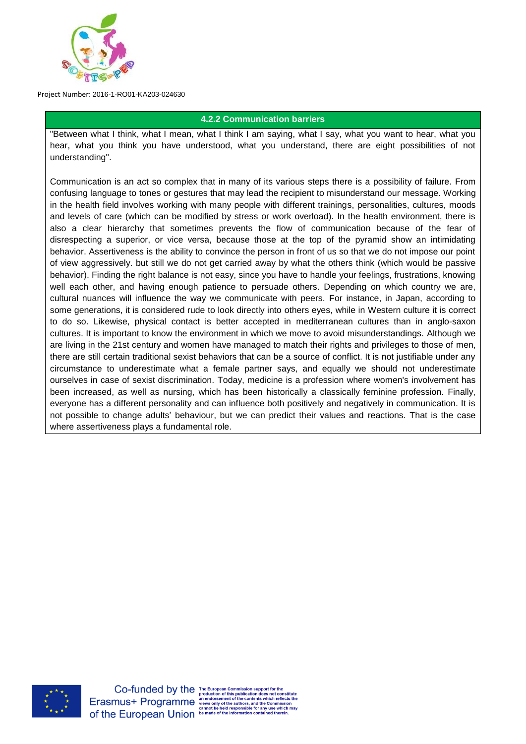### 4.2.2 Communication barriers

"Between what I think, what I mean, what I think I am saying, what I say, what you want to hear, what you hear, what you think you have understood, what you understand, there are eight possibilities of not understanding".

Communication is an act so complex that in many of its various steps there is a possibility of failure. From confusing language to tones or gestures that may lead the recipient to misunderstand our message. Working in the health field involves working with many people with different trainings, personalities, cultures, moods and levels of care (which can be modified by stress or work overload). In the health environment, there is also a clear hierarchy that sometimes prevents the flow of communication because of the fear of disrespecting a superior, or vice versa, because those at the top of the pyramid show an intimidating behavior. Assertiveness is the ability to convince the person in front of us so that we do not impose our point of view aggressively. but still we do not get carried away by what the others think (which would be passive behavior). Finding the right balance is not easy, since you have to handle your feelings, frustrations, knowing well each other, and having enough patience to persuade others. Depending on which country we are, cultural nuances will influence the way we communicate with peers. For instance, in Japan, according to some generations, it is considered rude to look directly into others eyes, while in Western culture it is correct to do so. Likewise, physical contact is better accepted in mediterranean cultures than in anglo-saxon cultures. It is important to know the environment in which we move to avoid misunderstandings. Although we are living in the 21st century and women have managed to match their rights and privileges to those of men, there are still certain traditional sexist behaviors that can be a source of conflict. It is not justifiable under any circumstance to underestimate what a female partner says, and equally we should not underestimate ourselves in case of sexist discrimination. Today, medicine is a profession where women's involvement has been increased, as well as nursing, which has been historically a classically feminine profession. Finally, everyone has a different personality and can influence both positively and negatively in communication. It is not possible to change adults' behaviour, but we can predict their values and reactions. That is the case where assertiveness plays a fundamental role.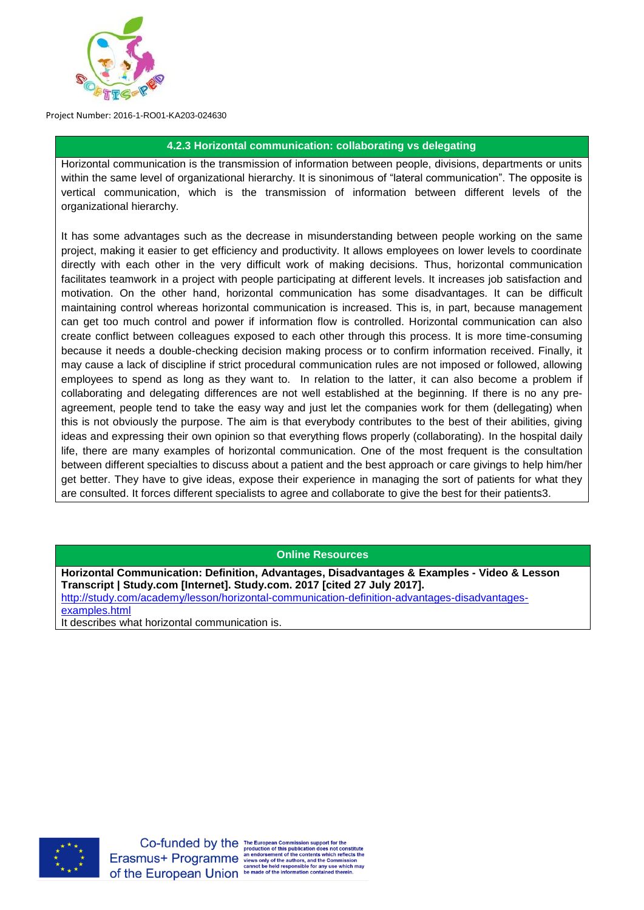### 4.2.3 Horizontal communication: collaborating vs delegating

Horizontal communication is the transmission of information between people, divisions, departments or units within the same level of organizational hierarchy. It is sinonimous of "lateral communication". The opposite is vertical communication, which is the transmission of information between different levels of the organizational hierarchy.

It has some advantages such as the decrease in misunderstanding between people working on the same project, making it easier to get efficiency and productivity. It allows employees on lower levels to coordinate directly with each other in the very difficult work of making decisions. Thus, horizontal communication facilitates teamwork in a project with people participating at different levels. It increases job satisfaction and motivation. On the other hand, horizontal communication has some disadvantages. It can be difficult maintaining control whereas horizontal communication is increased. This is, in part, because management can get too much control and power if information flow is controlled. Horizontal communication can also create conflict between colleagues exposed to each other through this process. It is more time-consuming because it needs a double-checking decision making process or to confirm information received. Finally, it may cause a lack of discipline if strict procedural communication rules are not imposed or followed, allowing employees to spend as long as they want to. In relation to the latter, it can also become a problem if collaborating and delegating differences are not well established at the beginning. If there is no any pre-agreement, people tend to take the easy way and just let the companies work for them (dellegating) when this is not obviously the purpose. The aim is that everybody contributes to the best of their abilities, giving ideas and expressing their own opinion so that everything flows properly (collaborating). In the hospital daily life, there are many examples of horizontal communication. One of the most frequent is the consultation between different specialties to discuss about a patient and the best approach or care givings to help him/her get better. They have to give ideas, expose their experience in managing the sort of patients for what they are consulted. It forces different specialists to agree and collaborate to give the best for their patients[3].

### Online Resources

**Horizontal Communication: Definition, Advantages, Disadvantages & Examples - Video & Lesson Transcript | Study.com [Internet]. Study.com. 2017 [cited 27 July 2017].**
http://study.com/academy/lesson/horizontal-communication-definition-advantages-disadvantages-examples.html
It describes what horizontal communication is.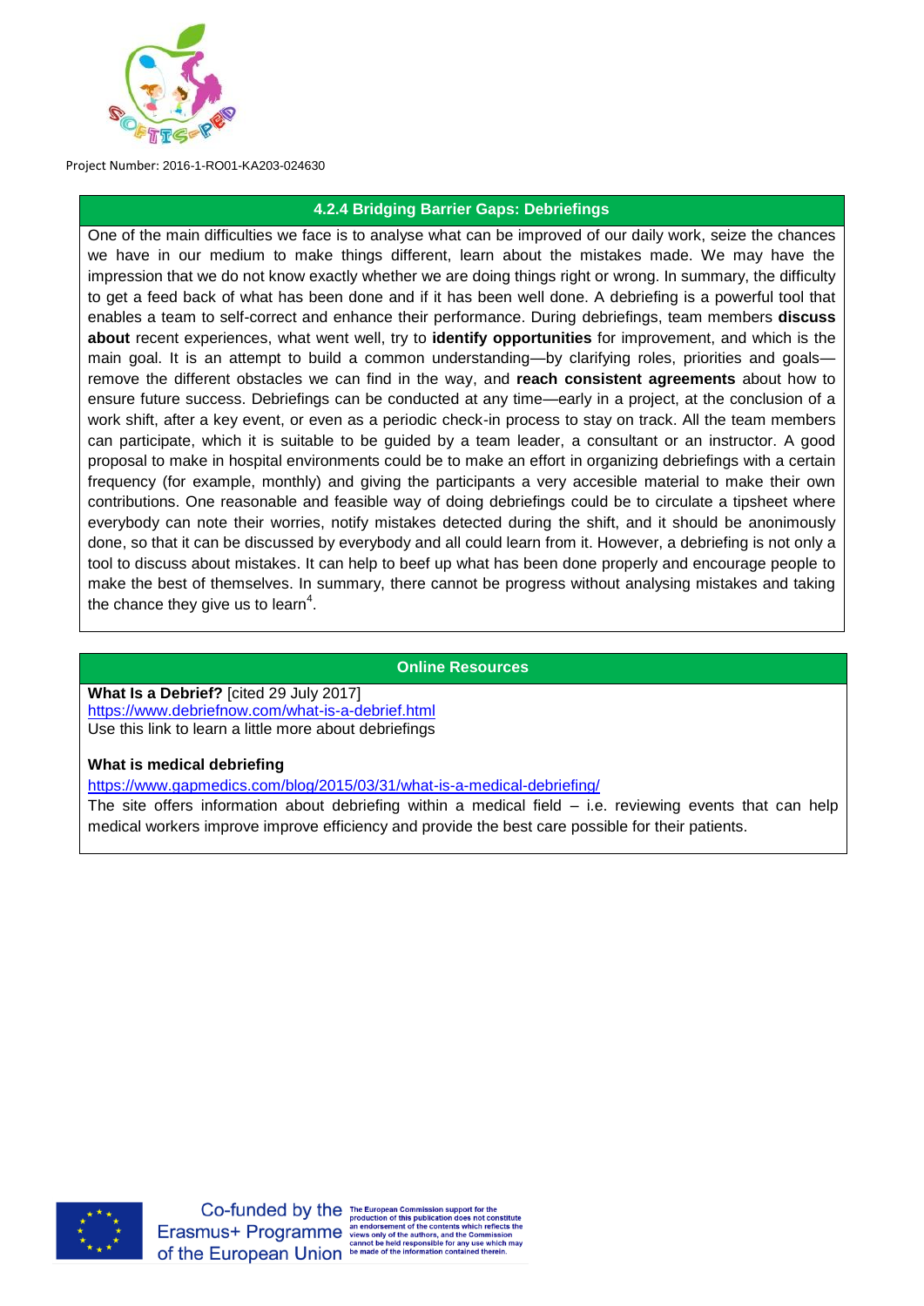Project Number: 2016-1-RO01-KA203-024630

### 4.2.4 Bridging Barrier Gaps: Debriefings

One of the main difficulties we face is to analyse what can be improved of our daily work, seize the chances we have in our medium to make things different, learn about the mistakes made. We may have the impression that we do not know exactly whether we are doing things right or wrong. In summary, the difficulty to get a feed back of what has been done and if it has been well done. A debriefing is a powerful tool that enables a team to self-correct and enhance their performance. During debriefings, team members **discuss about** recent experiences, what went well, try to **identify opportunities** for improvement, and which is the main goal. It is an attempt to build a common understanding—by clarifying roles, priorities and goals—remove the different obstacles we can find in the way, and **reach consistent agreements** about how to ensure future success. Debriefings can be conducted at any time—early in a project, at the conclusion of a work shift, after a key event, or even as a periodic check-in process to stay on track. All the team members can participate, which it is suitable to be guided by a team leader, a consultant or an instructor. A good proposal to make in hospital environments could be to make an effort in organizing debriefings with a certain frequency (for example, monthly) and giving the participants a very accesible material to make their own contributions. One reasonable and feasible way of doing debriefings could be to circulate a tipsheet where everybody can note their worries, notify mistakes detected during the shift, and it should be anonimously done, so that it can be discussed by everybody and all could learn from it. However, a debriefing is not only a tool to discuss about mistakes. It can help to beef up what has been done properly and encourage people to make the best of themselves. In summary, there cannot be progress without analysing mistakes and taking the chance they give us to learn[4].

### Online Resources

**What Is a Debrief?** [cited 29 July 2017]
https://www.debriefnow.com/what-is-a-debrief.html
Use this link to learn a little more about debriefings

**What is medical debriefing**
https://www.gapmedics.com/blog/2015/03/31/what-is-a-medical-debriefing/
The site offers information about debriefing within a medical field – i.e. reviewing events that can help medical workers improve improve efficiency and provide the best care possible for their patients.

Co-funded by the Erasmus+ Programme of the European Union

The European Commission support for the production of this publication does not constitute an endorsement of the contents which reflects the views only of the authors, and the Commission cannot be held responsible for any use which may be made of the information contained therein.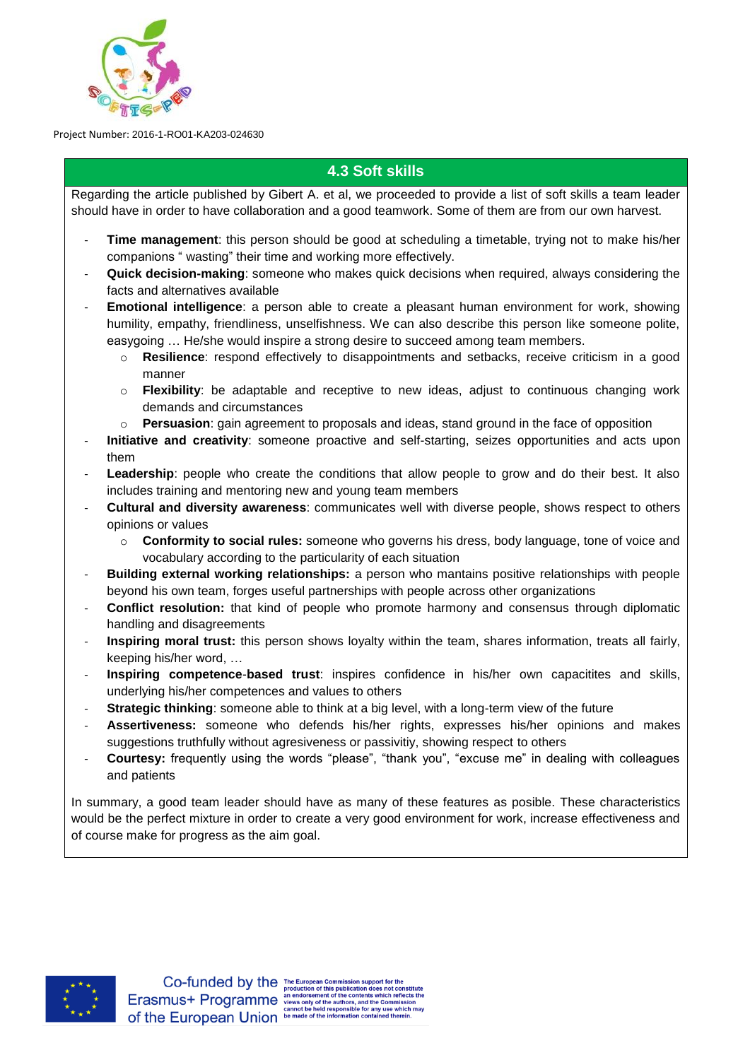## 4.3 Soft skills

Regarding the article published by Gibert A. et al, we proceeded to provide a list of soft skills a team leader should have in order to have collaboration and a good teamwork. Some of them are from our own harvest.

- **Time management**: this person should be good at scheduling a timetable, trying not to make his/her companions " wasting" their time and working more effectively.
- **Quick decision-making**: someone who makes quick decisions when required, always considering the facts and alternatives available
- **Emotional intelligence**: a person able to create a pleasant human environment for work, showing humility, empathy, friendliness, unselfishness. We can also describe this person like someone polite, easygoing … He/she would inspire a strong desire to succeed among team members.
  - **Resilience**: respond effectively to disappointments and setbacks, receive criticism in a good manner
  - **Flexibility**: be adaptable and receptive to new ideas, adjust to continuous changing work demands and circumstances
  - **Persuasion**: gain agreement to proposals and ideas, stand ground in the face of opposition
- **Initiative and creativity**: someone proactive and self-starting, seizes opportunities and acts upon them
- **Leadership**: people who create the conditions that allow people to grow and do their best. It also includes training and mentoring new and young team members
- **Cultural and diversity awareness**: communicates well with diverse people, shows respect to others opinions or values
  - **Conformity to social rules:** someone who governs his dress, body language, tone of voice and vocabulary according to the particularity of each situation
- **Building external working relationships:** a person who mantains positive relationships with people beyond his own team, forges useful partnerships with people across other organizations
- **Conflict resolution:** that kind of people who promote harmony and consensus through diplomatic handling and disagreements
- **Inspiring moral trust:** this person shows loyalty within the team, shares information, treats all fairly, keeping his/her word, …
- **Inspiring competence-based trust**: inspires confidence in his/her own capacitites and skills, underlying his/her competences and values to others
- **Strategic thinking**: someone able to think at a big level, with a long-term view of the future
- **Assertiveness:** someone who defends his/her rights, expresses his/her opinions and makes suggestions truthfully without agresiveness or passivitiy, showing respect to others
- **Courtesy:** frequently using the words "please", "thank you", "excuse me" in dealing with colleagues and patients

In summary, a good team leader should have as many of these features as posible. These characteristics would be the perfect mixture in order to create a very good environment for work, increase effectiveness and of course make for progress as the aim goal.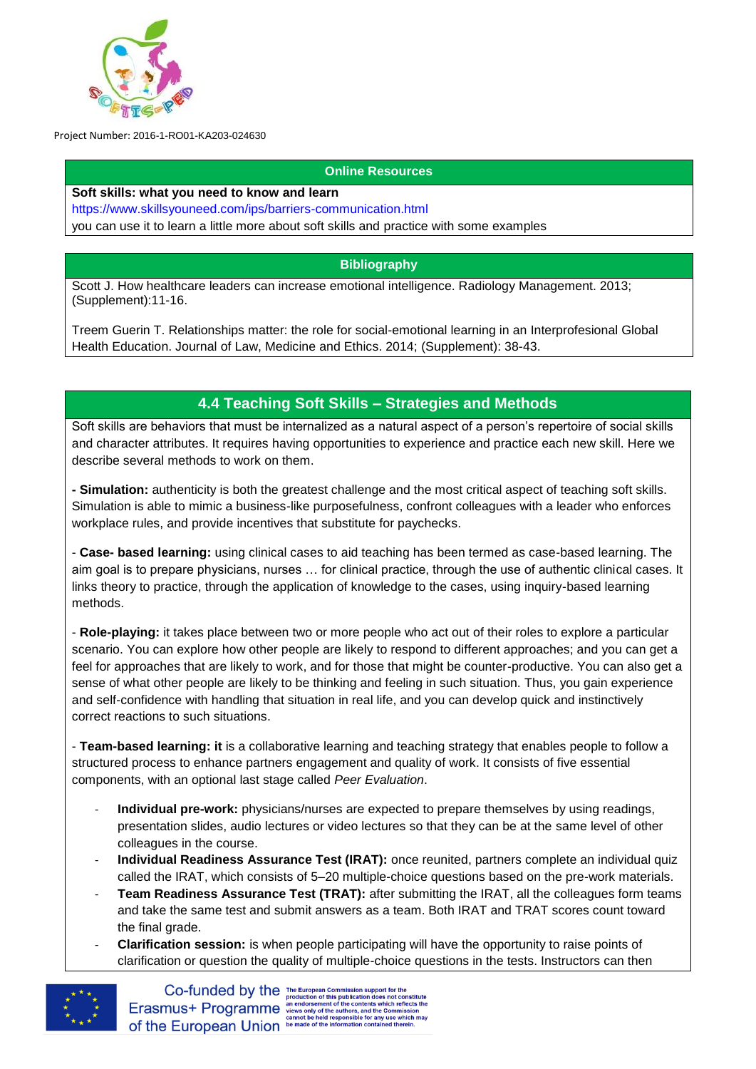Project Number: 2016-1-RO01-KA203-024630

### Online Resources

**Soft skills: what you need to know and learn**

https://www.skillsyouneed.com/ips/barriers-communication.html

you can use it to learn a little more about soft skills and practice with some examples

### Bibliography

Scott J. How healthcare leaders can increase emotional intelligence. Radiology Management. 2013; (Supplement):11-16.

Treem Guerin T. Relationships matter: the role for social-emotional learning in an Interprofesional Global Health Education. Journal of Law, Medicine and Ethics. 2014; (Supplement): 38-43.

## 4.4 Teaching Soft Skills – Strategies and Methods

Soft skills are behaviors that must be internalized as a natural aspect of a person's repertoire of social skills and character attributes. It requires having opportunities to experience and practice each new skill. Here we describe several methods to work on them.

**- Simulation:** authenticity is both the greatest challenge and the most critical aspect of teaching soft skills. Simulation is able to mimic a business-like purposefulness, confront colleagues with a leader who enforces workplace rules, and provide incentives that substitute for paychecks.

- **Case- based learning:** using clinical cases to aid teaching has been termed as case-based learning. The aim goal is to prepare physicians, nurses … for clinical practice, through the use of authentic clinical cases. It links theory to practice, through the application of knowledge to the cases, using inquiry-based learning methods.

- **Role-playing:** it takes place between two or more people who act out of their roles to explore a particular scenario. You can explore how other people are likely to respond to different approaches; and you can get a feel for approaches that are likely to work, and for those that might be counter-productive. You can also get a sense of what other people are likely to be thinking and feeling in such situation. Thus, you gain experience and self-confidence with handling that situation in real life, and you can develop quick and instinctively correct reactions to such situations.

- **Team-based learning: it** is a collaborative learning and teaching strategy that enables people to follow a structured process to enhance partners engagement and quality of work. It consists of five essential components, with an optional last stage called *Peer Evaluation*.

- **Individual pre-work:** physicians/nurses are expected to prepare themselves by using readings, presentation slides, audio lectures or video lectures so that they can be at the same level of other colleagues in the course.
- **Individual Readiness Assurance Test (IRAT):** once reunited, partners complete an individual quiz called the IRAT, which consists of 5–20 multiple-choice questions based on the pre-work materials.
- **Team Readiness Assurance Test (TRAT):** after submitting the IRAT, all the colleagues form teams and take the same test and submit answers as a team. Both IRAT and TRAT scores count toward the final grade.
- **Clarification session:** is when people participating will have the opportunity to raise points of clarification or question the quality of multiple-choice questions in the tests. Instructors can then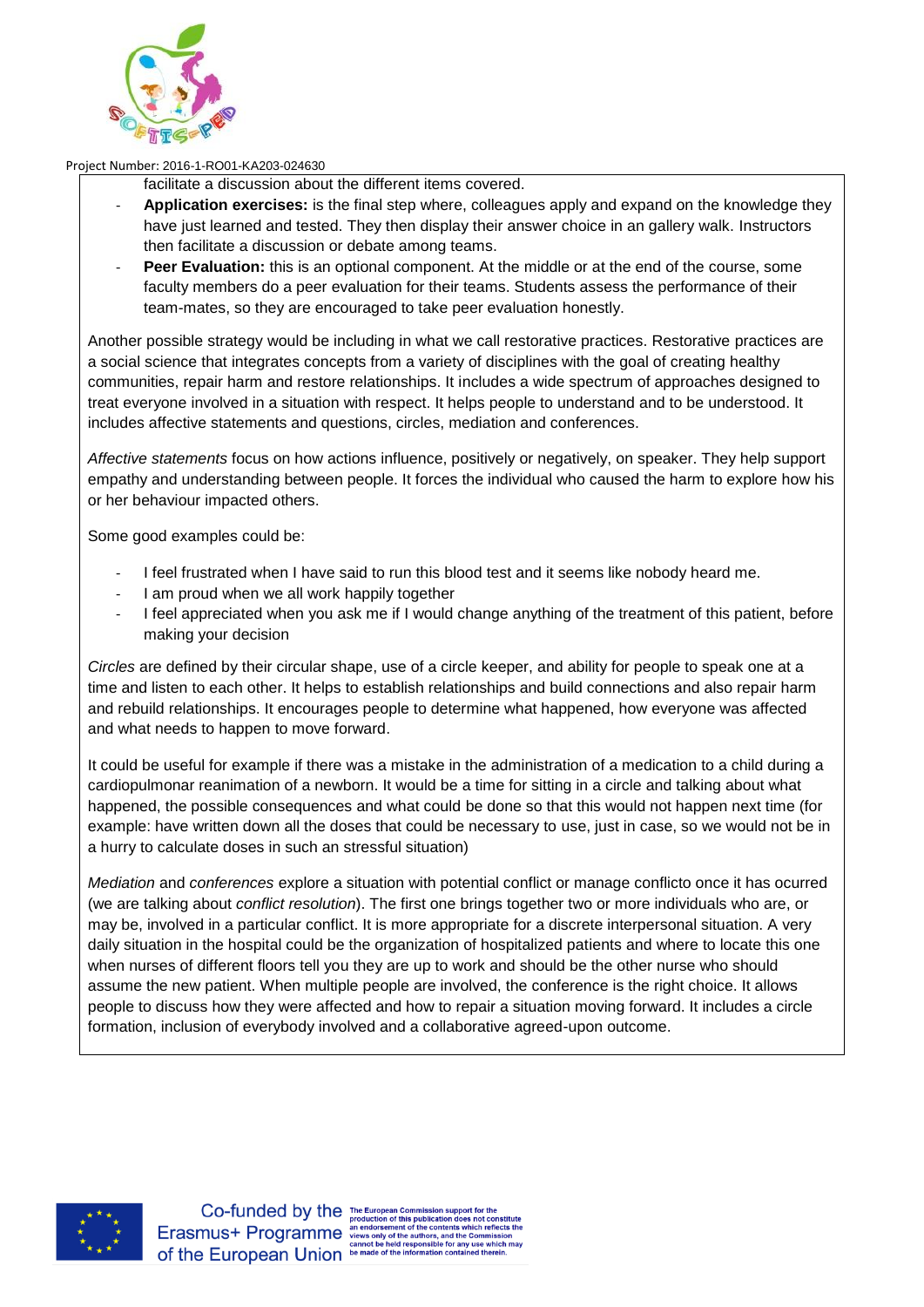facilitate a discussion about the different items covered.

- **Application exercises:** is the final step where, colleagues apply and expand on the knowledge they have just learned and tested. They then display their answer choice in an gallery walk. Instructors then facilitate a discussion or debate among teams.
- **Peer Evaluation:** this is an optional component. At the middle or at the end of the course, some faculty members do a peer evaluation for their teams. Students assess the performance of their team-mates, so they are encouraged to take peer evaluation honestly.

Another possible strategy would be including in what we call restorative practices. Restorative practices are a social science that integrates concepts from a variety of disciplines with the goal of creating healthy communities, repair harm and restore relationships. It includes a wide spectrum of approaches designed to treat everyone involved in a situation with respect. It helps people to understand and to be understood. It includes affective statements and questions, circles, mediation and conferences.

*Affective statements* focus on how actions influence, positively or negatively, on speaker. They help support empathy and understanding between people. It forces the individual who caused the harm to explore how his or her behaviour impacted others.

Some good examples could be:

- I feel frustrated when I have said to run this blood test and it seems like nobody heard me.
- I am proud when we all work happily together
- I feel appreciated when you ask me if I would change anything of the treatment of this patient, before making your decision

*Circles* are defined by their circular shape, use of a circle keeper, and ability for people to speak one at a time and listen to each other. It helps to establish relationships and build connections and also repair harm and rebuild relationships. It encourages people to determine what happened, how everyone was affected and what needs to happen to move forward.

It could be useful for example if there was a mistake in the administration of a medication to a child during a cardiopulmonar reanimation of a newborn. It would be a time for sitting in a circle and talking about what happened, the possible consequences and what could be done so that this would not happen next time (for example: have written down all the doses that could be necessary to use, just in case, so we would not be in a hurry to calculate doses in such an stressful situation)

*Mediation* and *conferences* explore a situation with potential conflict or manage conflicto once it has ocurred (we are talking about *conflict resolution*). The first one brings together two or more individuals who are, or may be, involved in a particular conflict. It is more appropriate for a discrete interpersonal situation. A very daily situation in the hospital could be the organization of hospitalized patients and where to locate this one when nurses of different floors tell you they are up to work and should be the other nurse who should assume the new patient. When multiple people are involved, the conference is the right choice. It allows people to discuss how they were affected and how to repair a situation moving forward. It includes a circle formation, inclusion of everybody involved and a collaborative agreed-upon outcome.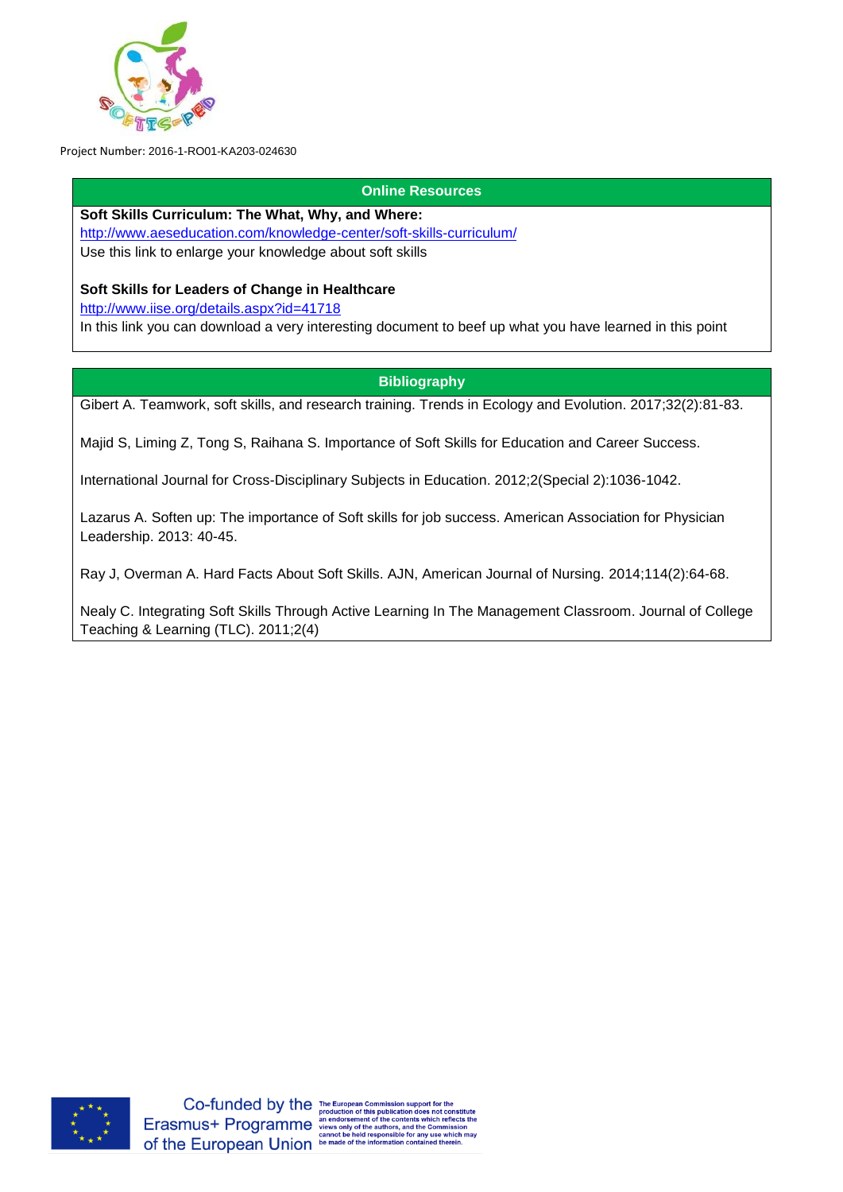## Online Resources

**Soft Skills Curriculum: The What, Why, and Where:**
http://www.aeseducation.com/knowledge-center/soft-skills-curriculum/
Use this link to enlarge your knowledge about soft skills

**Soft Skills for Leaders of Change in Healthcare**
http://www.iise.org/details.aspx?id=41718
In this link you can download a very interesting document to beef up what you have learned in this point

## Bibliography

Gibert A. Teamwork, soft skills, and research training. Trends in Ecology and Evolution. 2017;32(2):81-83.

Majid S, Liming Z, Tong S, Raihana S. Importance of Soft Skills for Education and Career Success.

International Journal for Cross-Disciplinary Subjects in Education. 2012;2(Special 2):1036-1042.

Lazarus A. Soften up: The importance of Soft skills for job success. American Association for Physician Leadership. 2013: 40-45.

Ray J, Overman A. Hard Facts About Soft Skills. AJN, American Journal of Nursing. 2014;114(2):64-68.

Nealy C. Integrating Soft Skills Through Active Learning In The Management Classroom. Journal of College Teaching & Learning (TLC). 2011;2(4)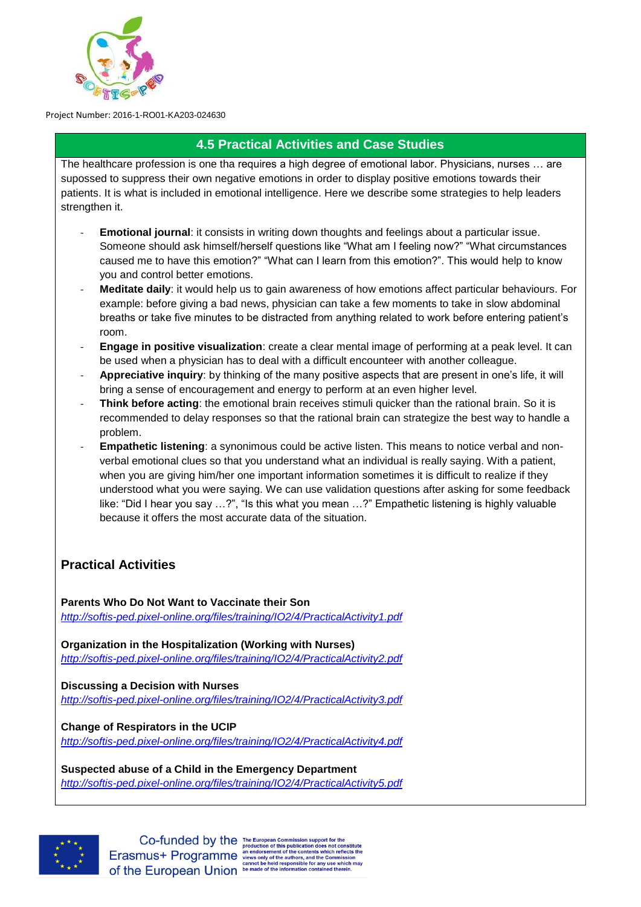Project Number: 2016-1-RO01-KA203-024630

## 4.5 Practical Activities and Case Studies

The healthcare profession is one tha requires a high degree of emotional labor. Physicians, nurses … are supossed to suppress their own negative emotions in order to display positive emotions towards their patients. It is what is included in emotional intelligence. Here we describe some strategies to help leaders strengthen it.

- **Emotional journal**: it consists in writing down thoughts and feelings about a particular issue. Someone should ask himself/herself questions like "What am I feeling now?" "What circumstances caused me to have this emotion?" "What can I learn from this emotion?". This would help to know you and control better emotions.
- **Meditate daily**: it would help us to gain awareness of how emotions affect particular behaviours. For example: before giving a bad news, physician can take a few moments to take in slow abdominal breaths or take five minutes to be distracted from anything related to work before entering patient's room.
- **Engage in positive visualization**: create a clear mental image of performing at a peak level. It can be used when a physician has to deal with a difficult encounter with another colleague.
- **Appreciative inquiry**: by thinking of the many positive aspects that are present in one's life, it will bring a sense of encouragement and energy to perform at an even higher level.
- **Think before acting**: the emotional brain receives stimuli quicker than the rational brain. So it is recommended to delay responses so that the rational brain can strategize the best way to handle a problem.
- **Empathetic listening**: a synonimous could be active listen. This means to notice verbal and non-verbal emotional clues so that you understand what an individual is really saying. With a patient, when you are giving him/her one important information sometimes it is difficult to realize if they understood what you were saying. We can use validation questions after asking for some feedback like: "Did I hear you say …?", "Is this what you mean …?" Empathetic listening is highly valuable because it offers the most accurate data of the situation.

### Practical Activities

**Parents Who Do Not Want to Vaccinate their Son**
*http://softis-ped.pixel-online.org/files/training/IO2/4/PracticalActivity1.pdf*

**Organization in the Hospitalization (Working with Nurses)**
*http://softis-ped.pixel-online.org/files/training/IO2/4/PracticalActivity2.pdf*

**Discussing a Decision with Nurses**
*http://softis-ped.pixel-online.org/files/training/IO2/4/PracticalActivity3.pdf*

**Change of Respirators in the UCIP**
*http://softis-ped.pixel-online.org/files/training/IO2/4/PracticalActivity4.pdf*

**Suspected abuse of a Child in the Emergency Department**
*http://softis-ped.pixel-online.org/files/training/IO2/4/PracticalActivity5.pdf*

Co-funded by the Erasmus+ Programme of the European Union. The European Commission support for the production of this publication does not constitute an endorsement of the contents which reflects the views only of the authors, and the Commission cannot be held responsible for any use which may be made of the information contained therein.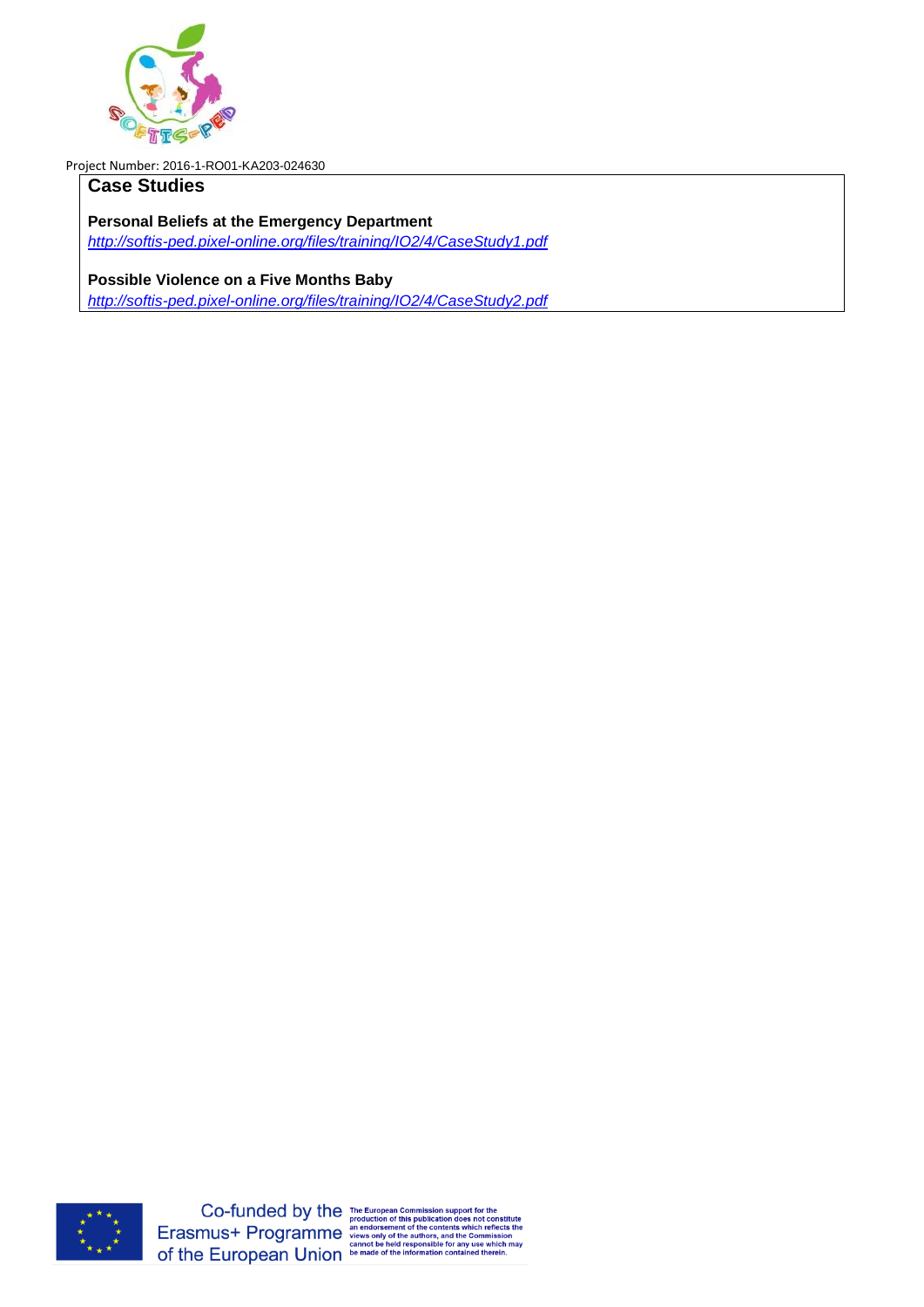## Case Studies

**Personal Beliefs at the Emergency Department**
*http://softis-ped.pixel-online.org/files/training/IO2/4/CaseStudy1.pdf*

**Possible Violence on a Five Months Baby**
*http://softis-ped.pixel-online.org/files/training/IO2/4/CaseStudy2.pdf*